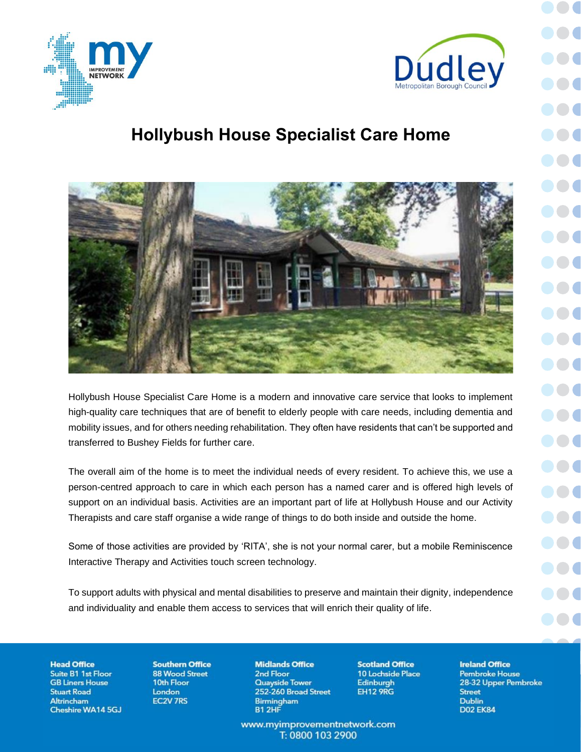# Hollybush House Specialist Care Home

Hollybush House Specialist Care Home is a modern and innovative care service that looks to implement high-quality care techniques that are of benefit to elderly people with care needs, including dementia and mobility issues, and for others needing rehabilitation. They often have residents that can't be supported and transferred to Bushey Fields for further care.

The overall aim of the home is to meet the individual needs of every resident. To achieve this, we use a person-centred approach to care in which each person has a named carer and is offered high levels of support on an individual basis. Activities are an important part of life at Hollybush House and our Activity Therapists and care staff organise a wide range of things to do both inside and outside the home.

Some of those activities are provided by 'RITA', she is not your normal carer, but a mobile Reminiscence Interactive Therapy and Activities touch screen technology.

To support adults with physical and mental disabilities to preserve and maintain their dignity, independence and individuality and enable them access to services that will enrich their quality of life.

**Head Office**
Suite B1 1st Floor
GB Liners House
Stuart Road
Altrincham
Cheshire WA14 5GJ

**Southern Office**
88 Wood Street
10th Floor
London
EC2V 7RS

**Midlands Office**
2nd Floor
Quayside Tower
252-260 Broad Street
Birmingham
B1 2HF

**Scotland Office**
10 Lochside Place
Edinburgh
EH12 9RG

**Ireland Office**
Pembroke House
28-32 Upper Pembroke Street
Dublin
D02 EK84

www.myimprovementnetwork.com
T: 0800 103 2900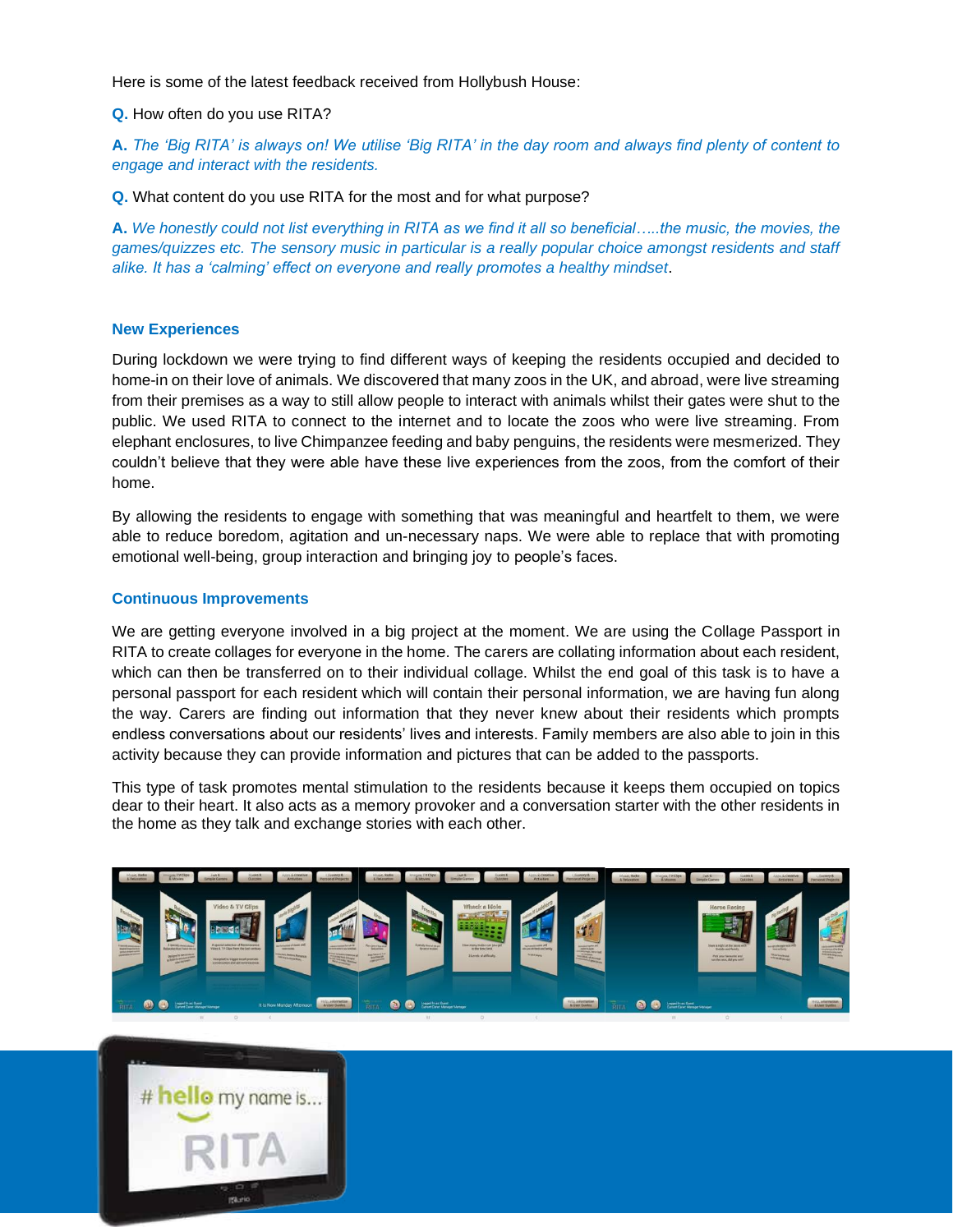Here is some of the latest feedback received from Hollybush House:

**Q.** How often do you use RITA?

**A.** *The 'Big RITA' is always on! We utilise 'Big RITA' in the day room and always find plenty of content to engage and interact with the residents.*

**Q.** What content do you use RITA for the most and for what purpose?

**A.** *We honestly could not list everything in RITA as we find it all so beneficial…..the music, the movies, the games/quizzes etc. The sensory music in particular is a really popular choice amongst residents and staff alike. It has a 'calming' effect on everyone and really promotes a healthy mindset*.

## New Experiences

During lockdown we were trying to find different ways of keeping the residents occupied and decided to home-in on their love of animals. We discovered that many zoos in the UK, and abroad, were live streaming from their premises as a way to still allow people to interact with animals whilst their gates were shut to the public. We used RITA to connect to the internet and to locate the zoos who were live streaming. From elephant enclosures, to live Chimpanzee feeding and baby penguins, the residents were mesmerized. They couldn't believe that they were able have these live experiences from the zoos, from the comfort of their home.

By allowing the residents to engage with something that was meaningful and heartfelt to them, we were able to reduce boredom, agitation and un-necessary naps. We were able to replace that with promoting emotional well-being, group interaction and bringing joy to people's faces.

## Continuous Improvements

We are getting everyone involved in a big project at the moment. We are using the Collage Passport in RITA to create collages for everyone in the home. The carers are collating information about each resident, which can then be transferred on to their individual collage. Whilst the end goal of this task is to have a personal passport for each resident which will contain their personal information, we are having fun along the way. Carers are finding out information that they never knew about their residents which prompts endless conversations about our residents' lives and interests. Family members are also able to join in this activity because they can provide information and pictures that can be added to the passports.

This type of task promotes mental stimulation to the residents because it keeps them occupied on topics dear to their heart. It also acts as a memory provoker and a conversation starter with the other residents in the home as they talk and exchange stories with each other.